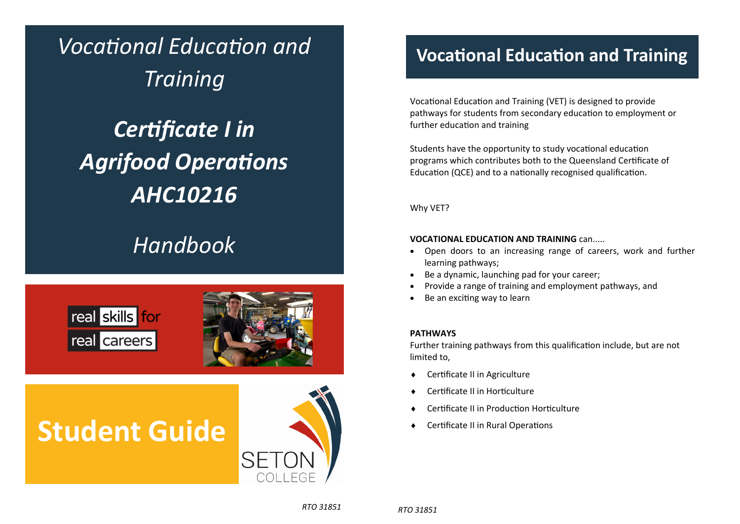# *Vocational Education and Training*

## ***Certificate I in Agrifood Operations AHC10216***

## *Handbook*

real skills for real careers

# Student Guide

SETON COLLEGE

*RTO 31851*

# Vocational Education and Training

Vocational Education and Training (VET) is designed to provide pathways for students from secondary education to employment or further education and training

Students have the opportunity to study vocational education programs which contributes both to the Queensland Certificate of Education (QCE) and to a nationally recognised qualification.

Why VET?

**VOCATIONAL EDUCATION AND TRAINING** can.....

- Open doors to an increasing range of careers, work and further learning pathways;
- Be a dynamic, launching pad for your career;
- Provide a range of training and employment pathways, and
- Be an exciting way to learn

**PATHWAYS**

Further training pathways from this qualification include, but are not limited to,

- Certificate II in Agriculture
- Certificate II in Horticulture
- Certificate II in Production Horticulture
- Certificate II in Rural Operations

*RTO 31851*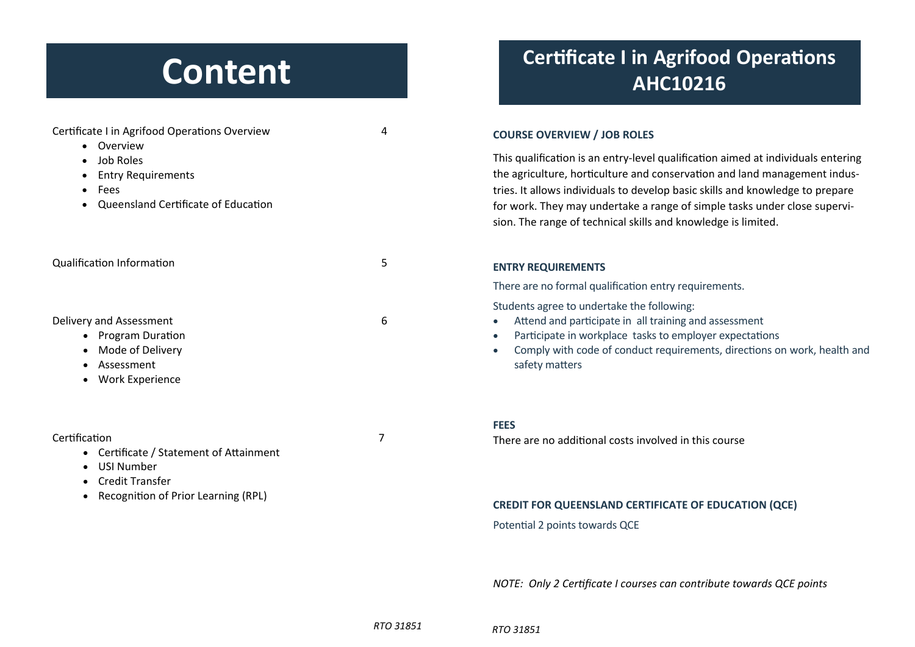# Content

| | |
|---|---|
| Certificate I in Agrifood Operations Overview<br>• Overview<br>• Job Roles<br>• Entry Requirements<br>• Fees<br>• Queensland Certificate of Education | 4 |
| Qualification Information | 5 |
| Delivery and Assessment<br>• Program Duration<br>• Mode of Delivery<br>• Assessment<br>• Work Experience | 6 |
| Certification<br>• Certificate / Statement of Attainment<br>• USI Number<br>• Credit Transfer<br>• Recognition of Prior Learning (RPL) | 7 |

*RTO 31851*

# Certificate I in Agrifood Operations AHC10216

### COURSE OVERVIEW / JOB ROLES

This qualification is an entry-level qualification aimed at individuals entering the agriculture, horticulture and conservation and land management industries. It allows individuals to develop basic skills and knowledge to prepare for work. They may undertake a range of simple tasks under close supervision. The range of technical skills and knowledge is limited.

### ENTRY REQUIREMENTS

There are no formal qualification entry requirements.

Students agree to undertake the following:

- Attend and participate in all training and assessment
- Participate in workplace tasks to employer expectations
- Comply with code of conduct requirements, directions on work, health and safety matters

### FEES

There are no additional costs involved in this course

### CREDIT FOR QUEENSLAND CERTIFICATE OF EDUCATION (QCE)

Potential 2 points towards QCE

*NOTE: Only 2 Certificate I courses can contribute towards QCE points*

*RTO 31851*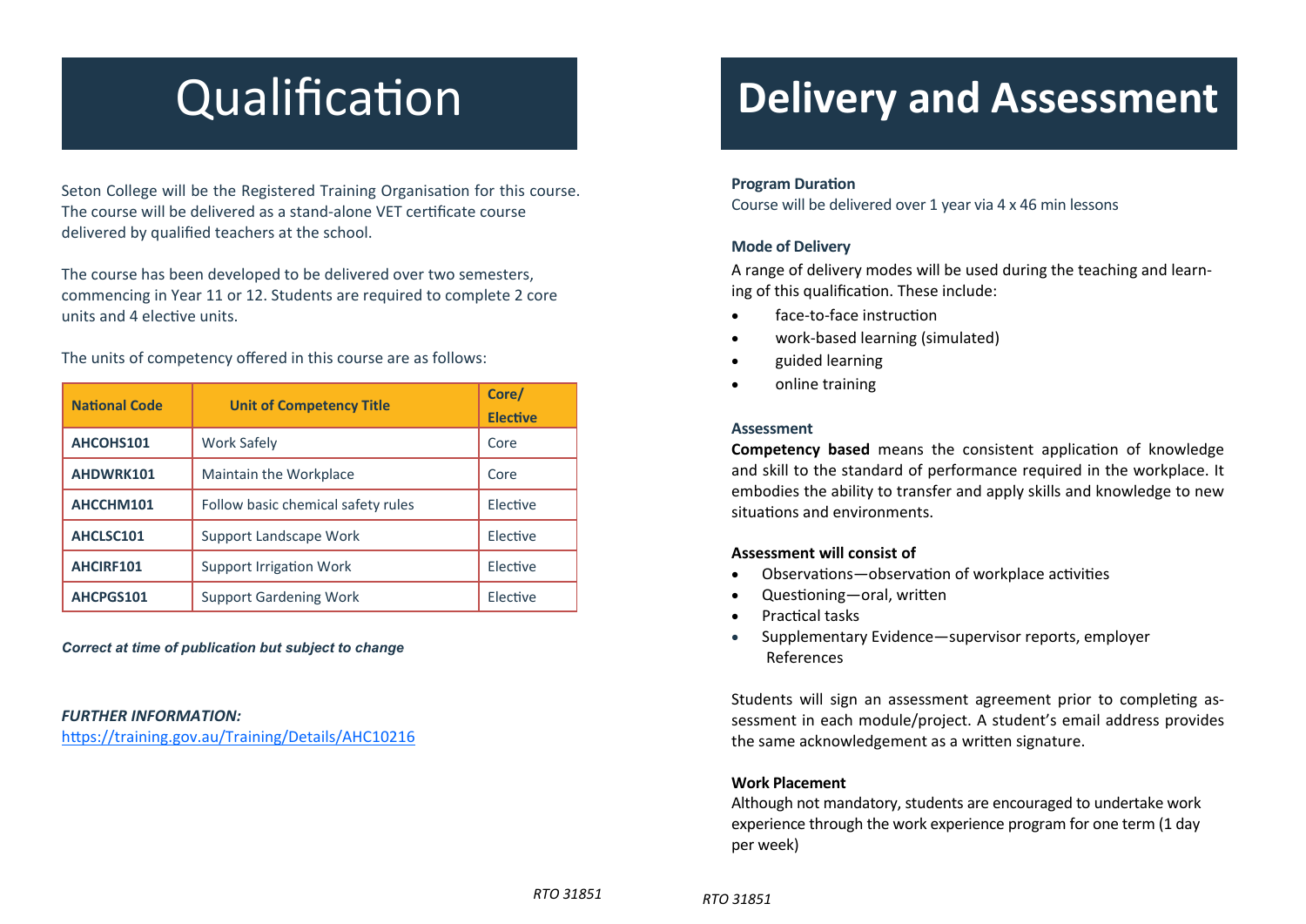# Qualification

Seton College will be the Registered Training Organisation for this course. The course will be delivered as a stand-alone VET certificate course delivered by qualified teachers at the school.

The course has been developed to be delivered over two semesters, commencing in Year 11 or 12. Students are required to complete 2 core units and 4 elective units.

The units of competency offered in this course are as follows:

| National Code | Unit of Competency Title | Core/ Elective |
|---|---|---|
| AHCOHS101 | Work Safely | Core |
| AHDWRK101 | Maintain the Workplace | Core |
| AHCCHM101 | Follow basic chemical safety rules | Elective |
| AHCLSC101 | Support Landscape Work | Elective |
| AHCIRF101 | Support Irrigation Work | Elective |
| AHCPGS101 | Support Gardening Work | Elective |

***Correct at time of publication but subject to change***

***FURTHER INFORMATION:***
https://training.gov.au/Training/Details/AHC10216

# Delivery and Assessment

### Program Duration

Course will be delivered over 1 year via 4 x 46 min lessons

### Mode of Delivery

A range of delivery modes will be used during the teaching and learning of this qualification. These include:

- face-to-face instruction
- work-based learning (simulated)
- guided learning
- online training

### Assessment

**Competency based** means the consistent application of knowledge and skill to the standard of performance required in the workplace. It embodies the ability to transfer and apply skills and knowledge to new situations and environments.

**Assessment will consist of**

- Observations—observation of workplace activities
- Questioning—oral, written
- Practical tasks
- Supplementary Evidence—supervisor reports, employer References

Students will sign an assessment agreement prior to completing assessment in each module/project. A student's email address provides the same acknowledgement as a written signature.

**Work Placement**

Although not mandatory, students are encouraged to undertake work experience through the work experience program for one term (1 day per week)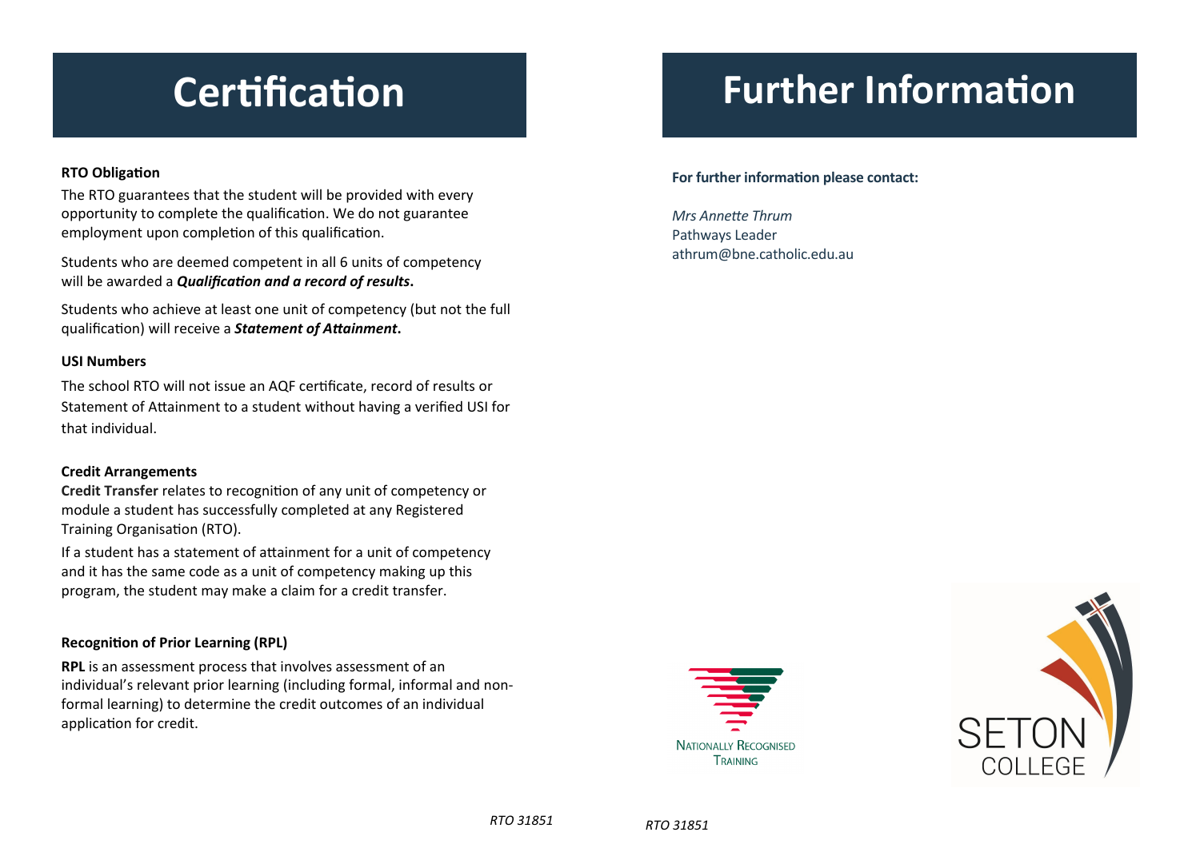# Certification

**RTO Obligation**

The RTO guarantees that the student will be provided with every opportunity to complete the qualification. We do not guarantee employment upon completion of this qualification.

Students who are deemed competent in all 6 units of competency will be awarded a ***Qualification and a record of results***.

Students who achieve at least one unit of competency (but not the full qualification) will receive a ***Statement of Attainment***.

**USI Numbers**

The school RTO will not issue an AQF certificate, record of results or Statement of Attainment to a student without having a verified USI for that individual.

**Credit Arrangements**

**Credit Transfer** relates to recognition of any unit of competency or module a student has successfully completed at any Registered Training Organisation (RTO).

If a student has a statement of attainment for a unit of competency and it has the same code as a unit of competency making up this program, the student may make a claim for a credit transfer.

**Recognition of Prior Learning (RPL)**

**RPL** is an assessment process that involves assessment of an individual's relevant prior learning (including formal, informal and non-formal learning) to determine the credit outcomes of an individual application for credit.

*RTO 31851*

# Further Information

**For further information please contact:**

*Mrs Annette Thrum*
Pathways Leader
athrum@bne.catholic.edu.au

NATIONALLY RECOGNISED TRAINING

SETON COLLEGE

*RTO 31851*